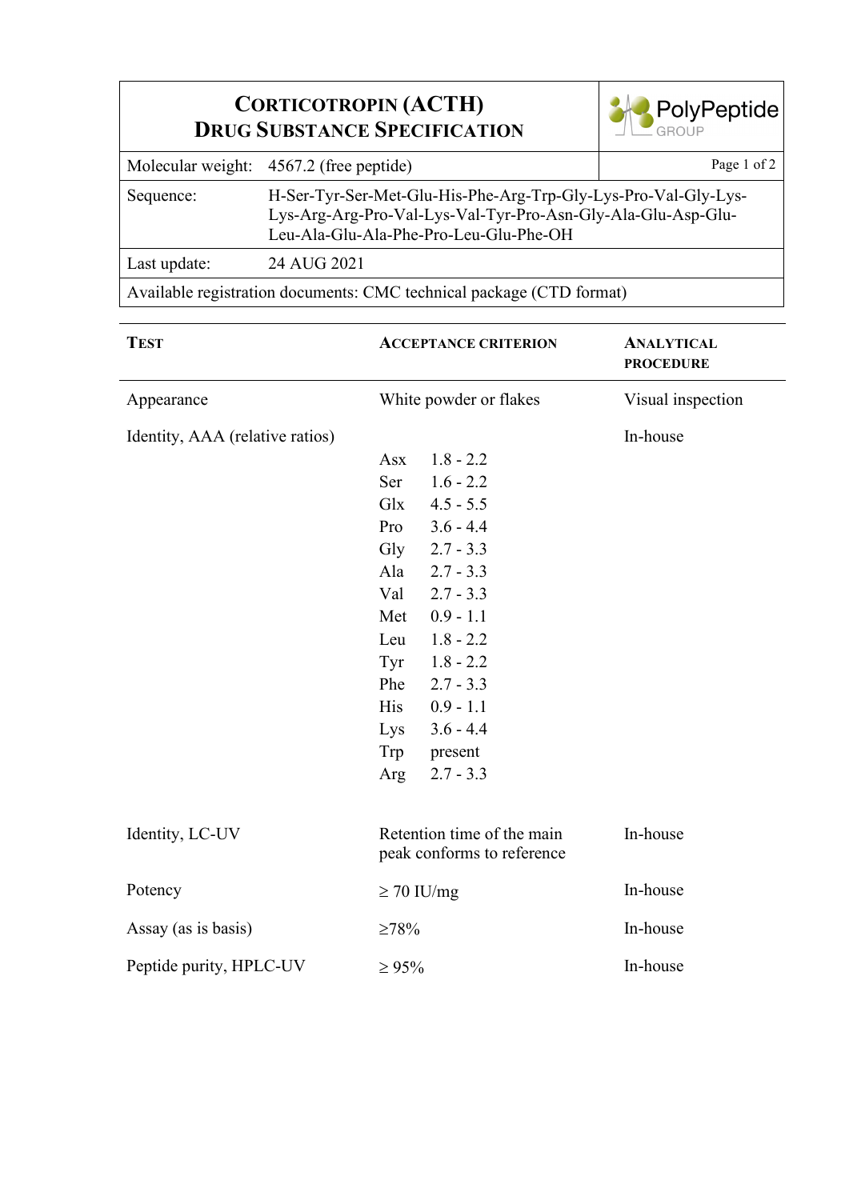# CORTICOTROPIN (ACTH)
# DRUG SUBSTANCE SPECIFICATION

PolyPeptide GROUP

| | |
|---|---|
| Molecular weight: | 4567.2 (free peptide) |
| Sequence: | H-Ser-Tyr-Ser-Met-Glu-His-Phe-Arg-Trp-Gly-Lys-Pro-Val-Gly-Lys-Lys-Arg-Arg-Pro-Val-Lys-Val-Tyr-Pro-Asn-Gly-Ala-Glu-Asp-Glu-Leu-Ala-Glu-Ala-Phe-Pro-Leu-Glu-Phe-OH |
| Last update: | 24 AUG 2021 |

Available registration documents: CMC technical package (CTD format)

| TEST | ACCEPTANCE CRITERION | ANALYTICAL PROCEDURE |
|---|---|---|
| Appearance | White powder or flakes | Visual inspection |
| Identity, AAA (relative ratios) | Asx 1.8 - 2.2<br>Ser 1.6 - 2.2<br>Glx 4.5 - 5.5<br>Pro 3.6 - 4.4<br>Gly 2.7 - 3.3<br>Ala 2.7 - 3.3<br>Val 2.7 - 3.3<br>Met 0.9 - 1.1<br>Leu 1.8 - 2.2<br>Tyr 1.8 - 2.2<br>Phe 2.7 - 3.3<br>His 0.9 - 1.1<br>Lys 3.6 - 4.4<br>Trp present<br>Arg 2.7 - 3.3 | In-house |
| Identity, LC-UV | Retention time of the main peak conforms to reference | In-house |
| Potency | ≥ 70 IU/mg | In-house |
| Assay (as is basis) | ≥78% | In-house |
| Peptide purity, HPLC-UV | ≥ 95% | In-house |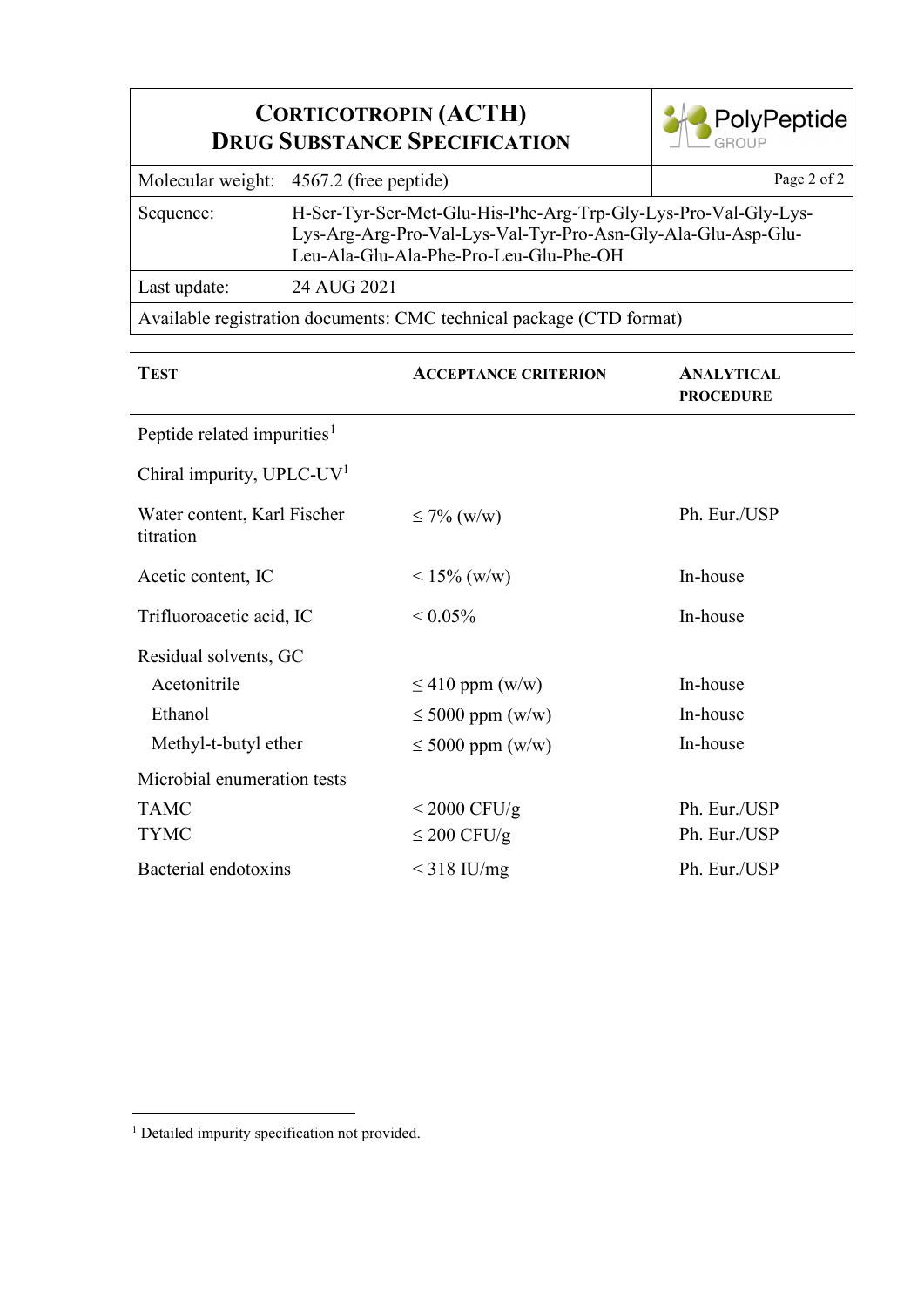# CORTICOTROPIN (ACTH) DRUG SUBSTANCE SPECIFICATION

PolyPeptide GROUP

| | |
|---|---|
| Molecular weight: | 4567.2 (free peptide) |
| Sequence: | H-Ser-Tyr-Ser-Met-Glu-His-Phe-Arg-Trp-Gly-Lys-Pro-Val-Gly-Lys-Lys-Arg-Arg-Pro-Val-Lys-Val-Tyr-Pro-Asn-Gly-Ala-Glu-Asp-Glu-Leu-Ala-Glu-Ala-Phe-Pro-Leu-Glu-Phe-OH |
| Last update: | 24 AUG 2021 |
| Available registration documents: CMC technical package (CTD format) | |

| TEST | ACCEPTANCE CRITERION | ANALYTICAL PROCEDURE |
|---|---|---|
| Peptide related impurities[1] | | |
| Chiral impurity, UPLC-UV[1] | | |
| Water content, Karl Fischer titration | ≤ 7% (w/w) | Ph. Eur./USP |
| Acetic content, IC | < 15% (w/w) | In-house |
| Trifluoroacetic acid, IC | < 0.05% | In-house |
| Residual solvents, GC | | |
| Acetonitrile | ≤ 410 ppm (w/w) | In-house |
| Ethanol | ≤ 5000 ppm (w/w) | In-house |
| Methyl-t-butyl ether | ≤ 5000 ppm (w/w) | In-house |
| Microbial enumeration tests | | |
| TAMC | < 2000 CFU/g | Ph. Eur./USP |
| TYMC | ≤ 200 CFU/g | Ph. Eur./USP |
| Bacterial endotoxins | < 318 IU/mg | Ph. Eur./USP |

[1] Detailed impurity specification not provided.